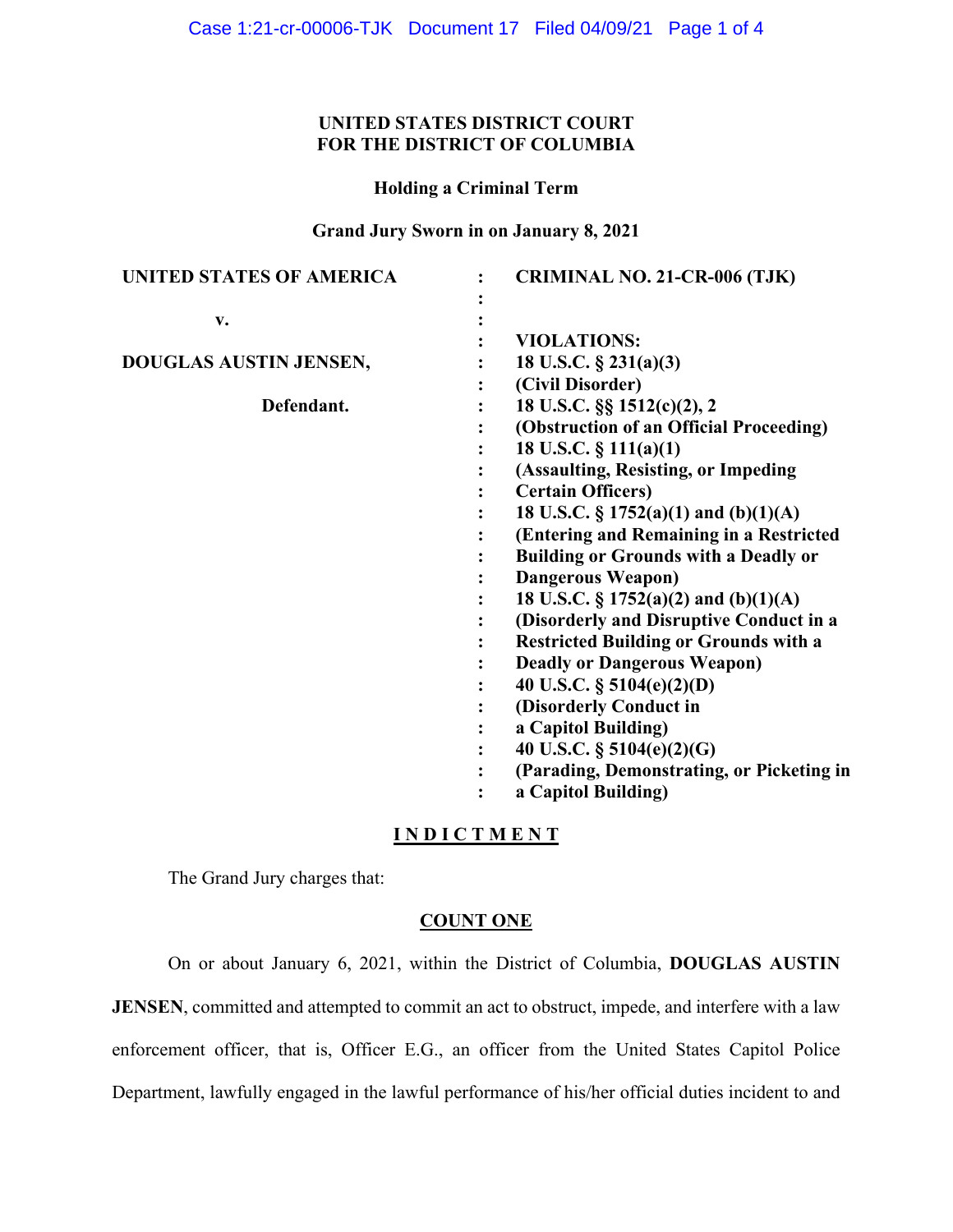**UNITED STATES DISTRICT COURT**
**FOR THE DISTRICT OF COLUMBIA**

**Holding a Criminal Term**

**Grand Jury Sworn in on January 8, 2021**

| | | |
|---|---|---|
| **UNITED STATES OF AMERICA** | : | **CRIMINAL NO. 21-CR-006 (TJK)** |
| | : | |
| **v.** | : | |
| | : | **VIOLATIONS:** |
| **DOUGLAS AUSTIN JENSEN,** | : | **18 U.S.C. § 231(a)(3)** |
| | : | **(Civil Disorder)** |
| **Defendant.** | : | **18 U.S.C. §§ 1512(c)(2), 2** |
| | : | **(Obstruction of an Official Proceeding)** |
| | : | **18 U.S.C. § 111(a)(1)** |
| | : | **(Assaulting, Resisting, or Impeding Certain Officers)** |
| | : | **18 U.S.C. § 1752(a)(1) and (b)(1)(A)** |
| | : | **(Entering and Remaining in a Restricted Building or Grounds with a Deadly or Dangerous Weapon)** |
| | : | **18 U.S.C. § 1752(a)(2) and (b)(1)(A)** |
| | : | **(Disorderly and Disruptive Conduct in a Restricted Building or Grounds with a Deadly or Dangerous Weapon)** |
| | : | **40 U.S.C. § 5104(e)(2)(D)** |
| | : | **(Disorderly Conduct in a Capitol Building)** |
| | : | **40 U.S.C. § 5104(e)(2)(G)** |
| | : | **(Parading, Demonstrating, or Picketing in a Capitol Building)** |

## I N D I C T M E N T

The Grand Jury charges that:

### COUNT ONE

On or about January 6, 2021, within the District of Columbia, **DOUGLAS AUSTIN JENSEN**, committed and attempted to commit an act to obstruct, impede, and interfere with a law enforcement officer, that is, Officer E.G., an officer from the United States Capitol Police Department, lawfully engaged in the lawful performance of his/her official duties incident to and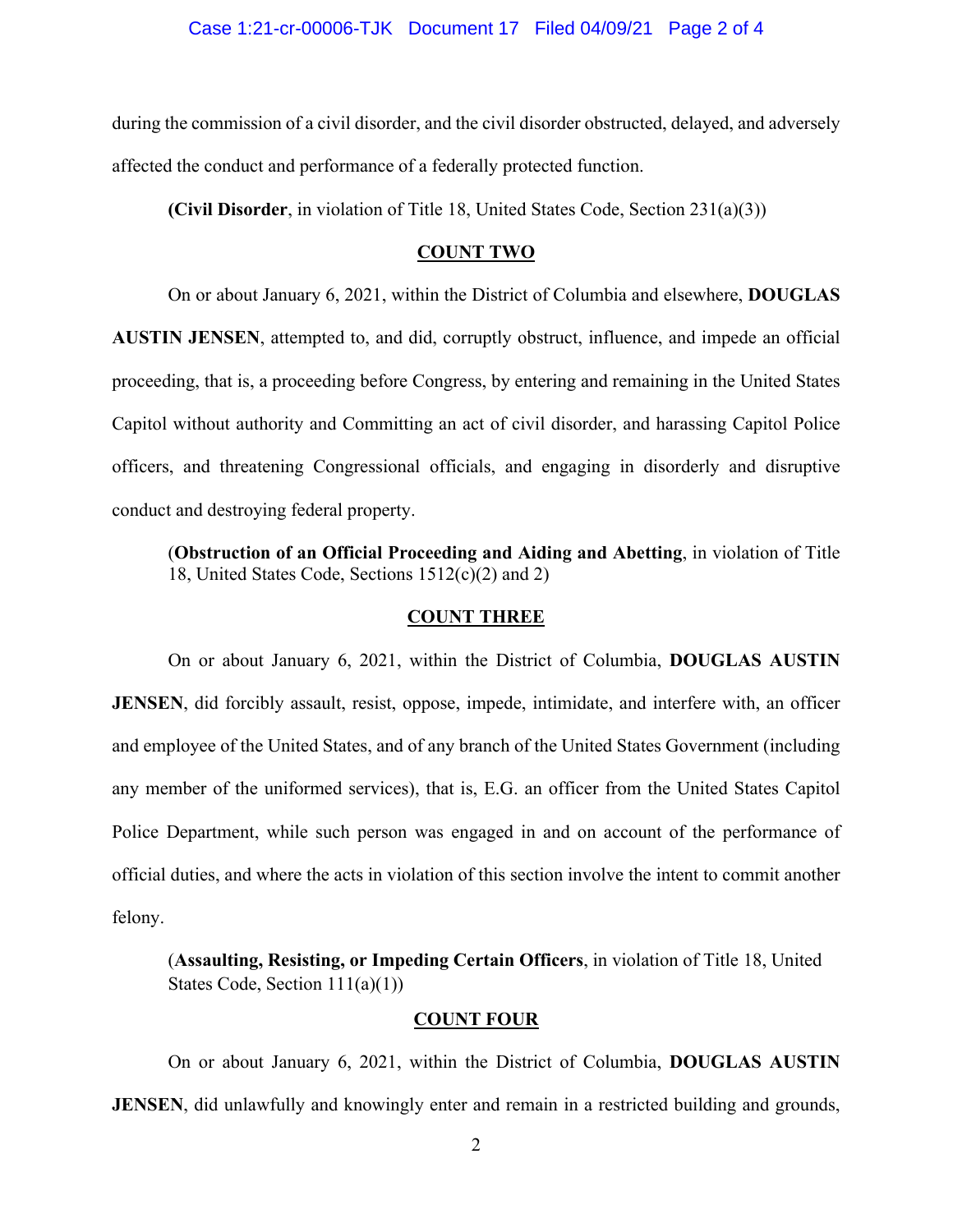during the commission of a civil disorder, and the civil disorder obstructed, delayed, and adversely affected the conduct and performance of a federally protected function.

**(Civil Disorder**, in violation of Title 18, United States Code, Section 231(a)(3))

**COUNT TWO**

On or about January 6, 2021, within the District of Columbia and elsewhere, **DOUGLAS AUSTIN JENSEN**, attempted to, and did, corruptly obstruct, influence, and impede an official proceeding, that is, a proceeding before Congress, by entering and remaining in the United States Capitol without authority and Committing an act of civil disorder, and harassing Capitol Police officers, and threatening Congressional officials, and engaging in disorderly and disruptive conduct and destroying federal property.

(**Obstruction of an Official Proceeding and Aiding and Abetting**, in violation of Title 18, United States Code, Sections 1512(c)(2) and 2)

**COUNT THREE**

On or about January 6, 2021, within the District of Columbia, **DOUGLAS AUSTIN JENSEN**, did forcibly assault, resist, oppose, impede, intimidate, and interfere with, an officer and employee of the United States, and of any branch of the United States Government (including any member of the uniformed services), that is, E.G. an officer from the United States Capitol Police Department, while such person was engaged in and on account of the performance of official duties, and where the acts in violation of this section involve the intent to commit another felony.

(**Assaulting, Resisting, or Impeding Certain Officers**, in violation of Title 18, United States Code, Section 111(a)(1))

**COUNT FOUR**

On or about January 6, 2021, within the District of Columbia, **DOUGLAS AUSTIN JENSEN**, did unlawfully and knowingly enter and remain in a restricted building and grounds,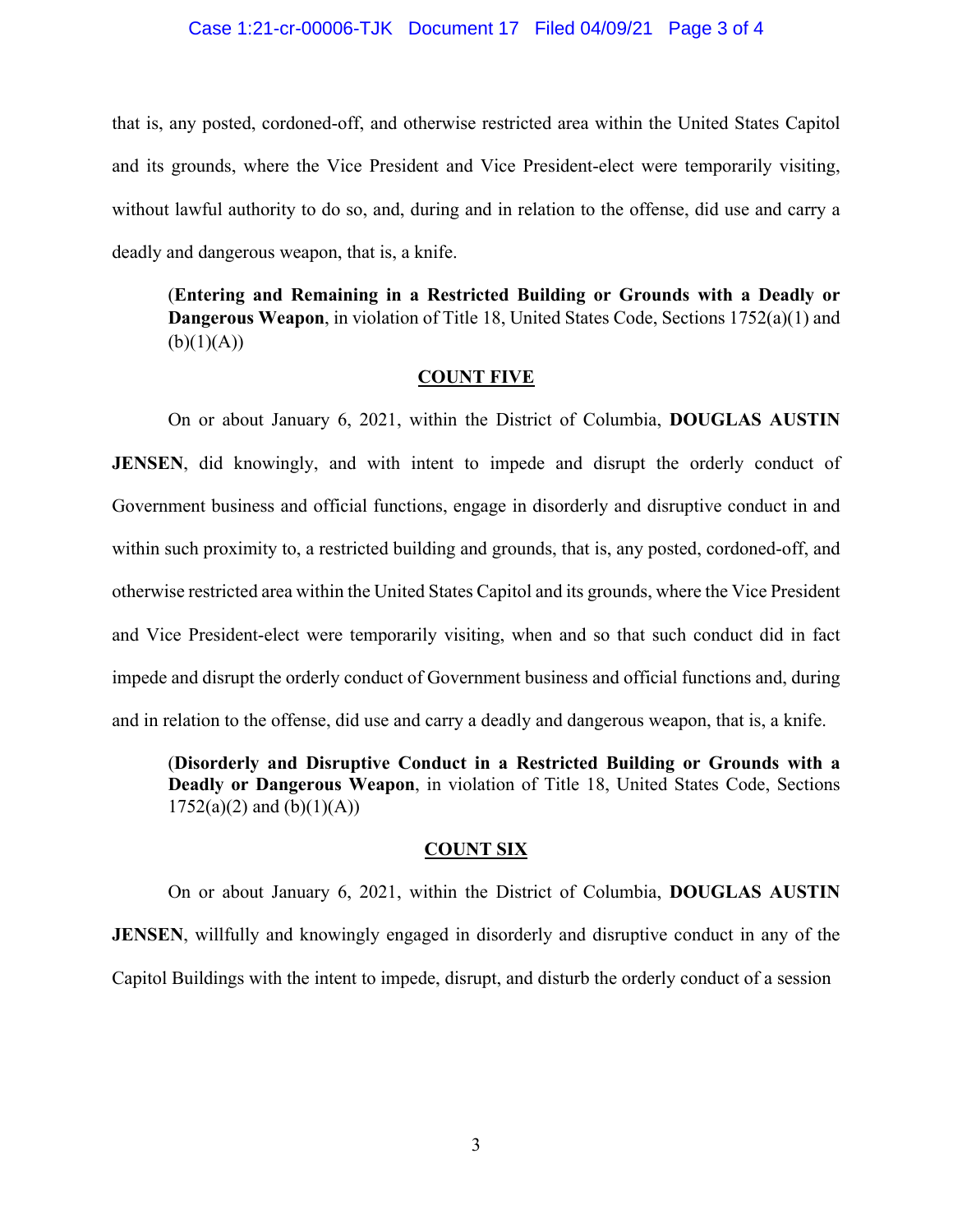that is, any posted, cordoned-off, and otherwise restricted area within the United States Capitol and its grounds, where the Vice President and Vice President-elect were temporarily visiting, without lawful authority to do so, and, during and in relation to the offense, did use and carry a deadly and dangerous weapon, that is, a knife.

> (**Entering and Remaining in a Restricted Building or Grounds with a Deadly or Dangerous Weapon**, in violation of Title 18, United States Code, Sections 1752(a)(1) and (b)(1)(A))

## COUNT FIVE

On or about January 6, 2021, within the District of Columbia, **DOUGLAS AUSTIN JENSEN**, did knowingly, and with intent to impede and disrupt the orderly conduct of Government business and official functions, engage in disorderly and disruptive conduct in and within such proximity to, a restricted building and grounds, that is, any posted, cordoned-off, and otherwise restricted area within the United States Capitol and its grounds, where the Vice President and Vice President-elect were temporarily visiting, when and so that such conduct did in fact impede and disrupt the orderly conduct of Government business and official functions and, during and in relation to the offense, did use and carry a deadly and dangerous weapon, that is, a knife.

> (**Disorderly and Disruptive Conduct in a Restricted Building or Grounds with a Deadly or Dangerous Weapon**, in violation of Title 18, United States Code, Sections 1752(a)(2) and (b)(1)(A))

## COUNT SIX

On or about January 6, 2021, within the District of Columbia, **DOUGLAS AUSTIN JENSEN**, willfully and knowingly engaged in disorderly and disruptive conduct in any of the Capitol Buildings with the intent to impede, disrupt, and disturb the orderly conduct of a session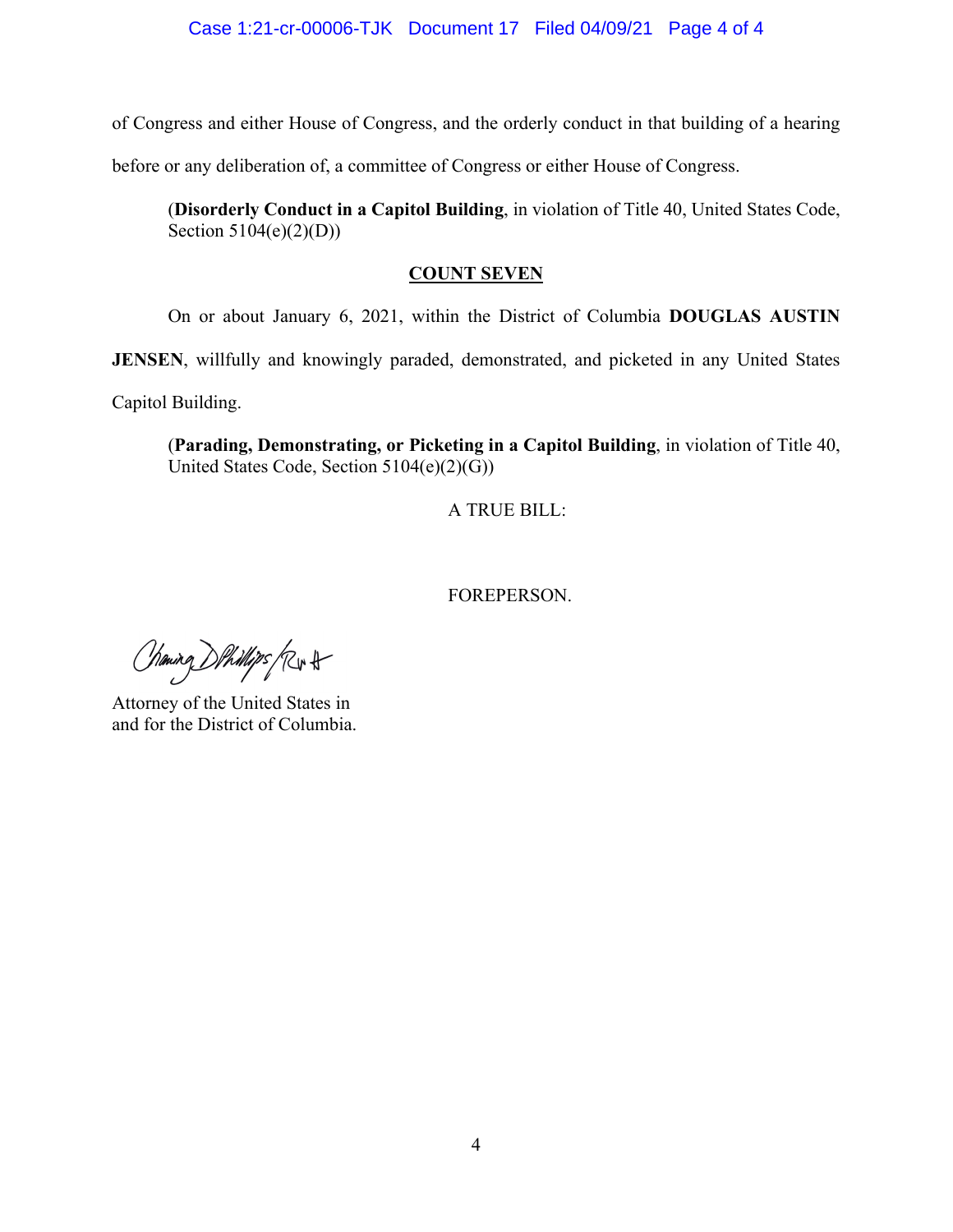of Congress and either House of Congress, and the orderly conduct in that building of a hearing before or any deliberation of, a committee of Congress or either House of Congress.

(**Disorderly Conduct in a Capitol Building**, in violation of Title 40, United States Code, Section 5104(e)(2)(D))

**COUNT SEVEN**

On or about January 6, 2021, within the District of Columbia **DOUGLAS AUSTIN JENSEN**, willfully and knowingly paraded, demonstrated, and picketed in any United States Capitol Building.

(**Parading, Demonstrating, or Picketing in a Capitol Building**, in violation of Title 40, United States Code, Section 5104(e)(2)(G))

A TRUE BILL:

FOREPERSON.

Channing D Phillips / RW

Attorney of the United States in
and for the District of Columbia.